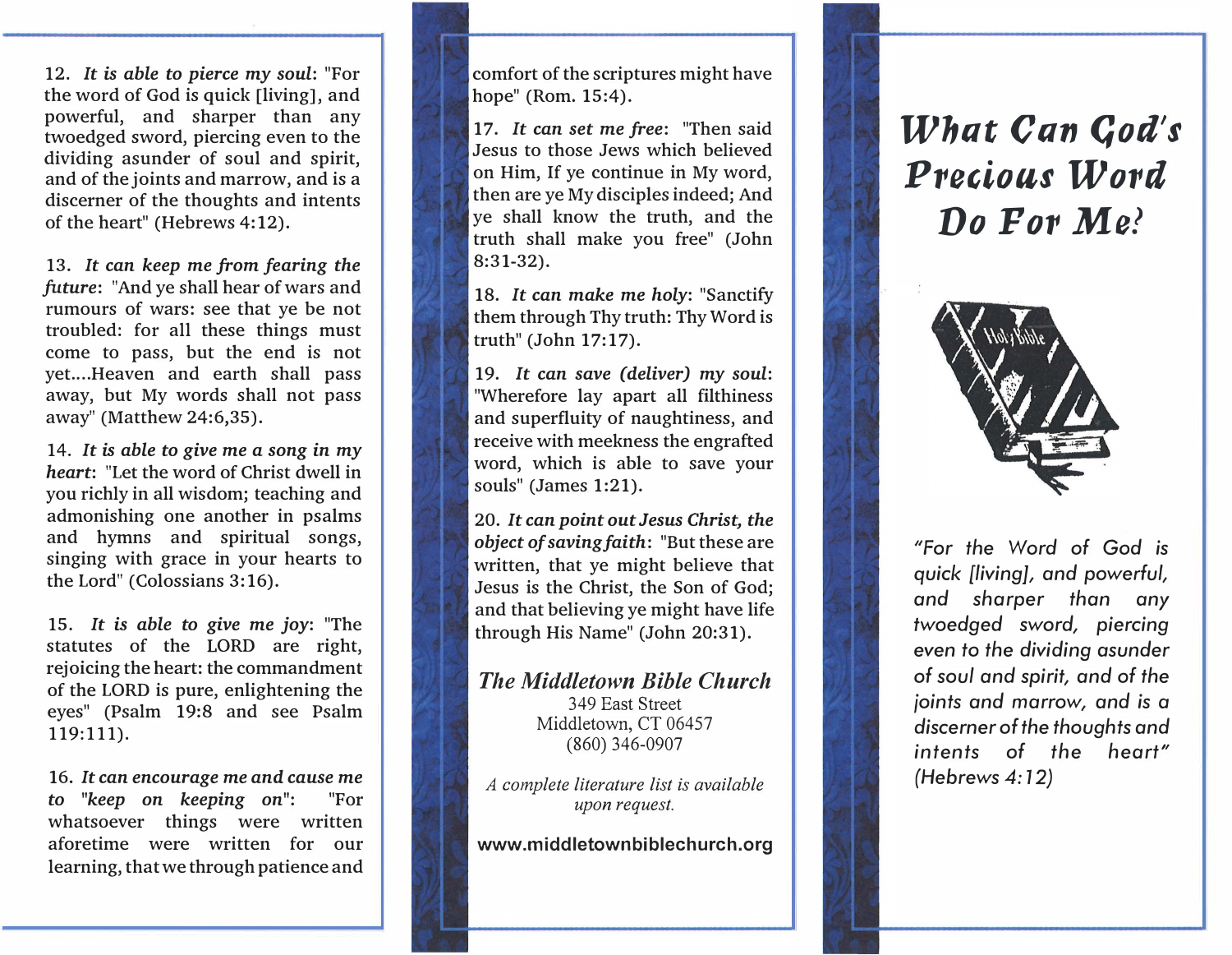12. ***It is able to pierce my soul***: "For the word of God is quick [living], and powerful, and sharper than any twoedged sword, piercing even to the dividing asunder of soul and spirit, and of the joints and marrow, and is a discerner of the thoughts and intents of the heart" (Hebrews 4:12).

13. ***It can keep me from fearing the future***: "And ye shall hear of wars and rumours of wars: see that ye be not troubled: for all these things must come to pass, but the end is not yet....Heaven and earth shall pass away, but My words shall not pass away" (Matthew 24:6,35).

14. ***It is able to give me a song in my heart***: "Let the word of Christ dwell in you richly in all wisdom; teaching and admonishing one another in psalms and hymns and spiritual songs, singing with grace in your hearts to the Lord" (Colossians 3:16).

15. ***It is able to give me joy***: "The statutes of the LORD are right, rejoicing the heart: the commandment of the LORD is pure, enlightening the eyes" (Psalm 19:8 and see Psalm 119:111).

16. ***It can encourage me and cause me to "keep on keeping on"***: "For whatsoever things were written aforetime were written for our learning, that we through patience and comfort of the scriptures might have hope" (Rom. 15:4).

17. ***It can set me free***: "Then said Jesus to those Jews which believed on Him, If ye continue in My word, then are ye My disciples indeed; And ye shall know the truth, and the truth shall make you free" (John 8:31-32).

18. ***It can make me holy***: "Sanctify them through Thy truth: Thy Word is truth" (John 17:17).

19. ***It can save (deliver) my soul***: "Wherefore lay apart all filthiness and superfluity of naughtiness, and receive with meekness the engrafted word, which is able to save your souls" (James 1:21).

20. ***It can point out Jesus Christ, the object of saving faith***: "But these are written, that ye might believe that Jesus is the Christ, the Son of God; and that believing ye might have life through His Name" (John 20:31).

***The Middletown Bible Church***
349 East Street
Middletown, CT 06457
(860) 346-0907

*A complete literature list is available upon request.*

**www.middletownbiblechurch.org**

# What Can God's Precious Word Do For Me?

*"For the Word of God is quick [living], and powerful, and sharper than any twoedged sword, piercing even to the dividing asunder of soul and spirit, and of the joints and marrow, and is a discerner of the thoughts and intents of the heart" (Hebrews 4:12)*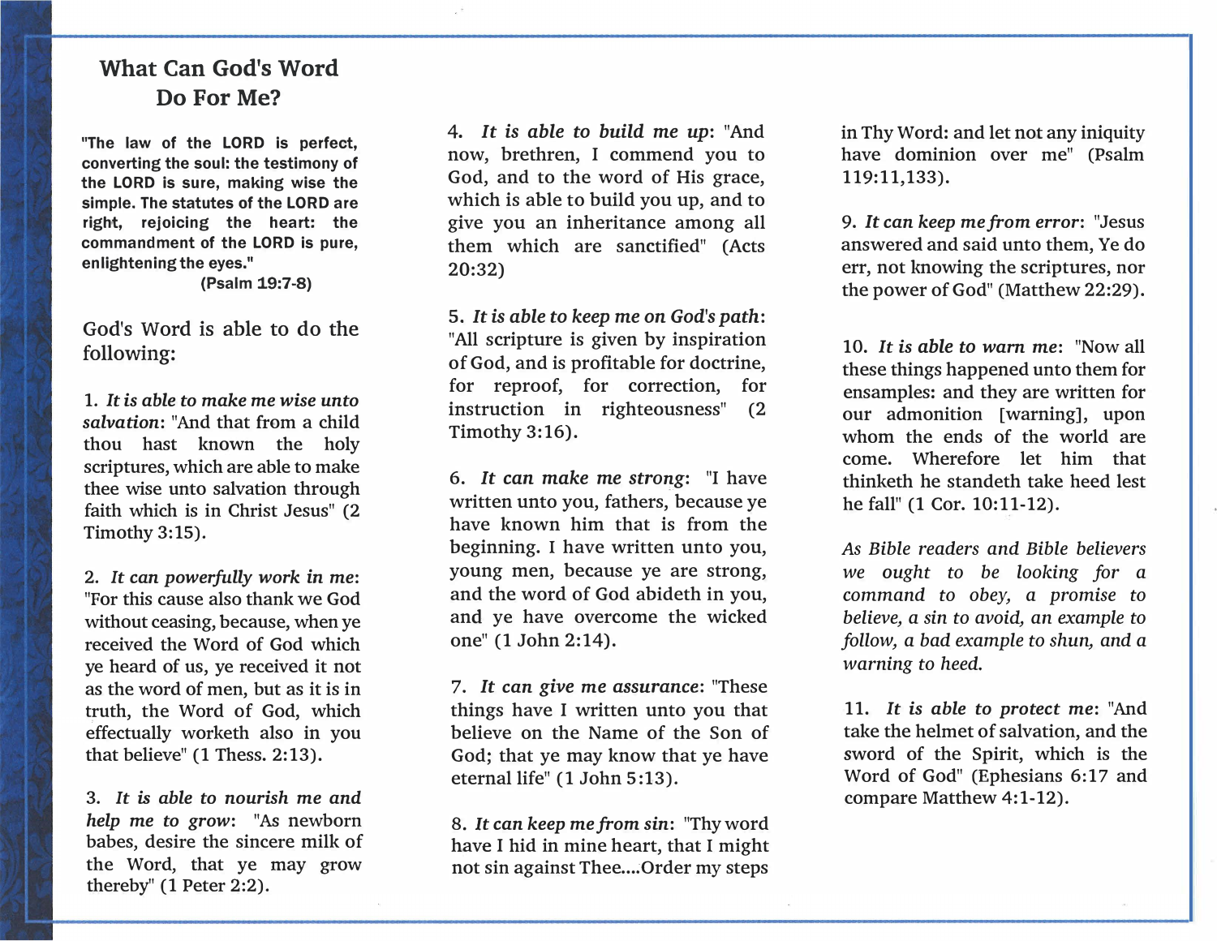## What Can God's Word Do For Me?

**"The law of the LORD is perfect, converting the soul: the testimony of the LORD is sure, making wise the simple. The statutes of the LORD are right, rejoicing the heart: the commandment of the LORD is pure, enlightening the eyes."**
**(Psalm 19:7-8)**

God's Word is able to do the following:

1. *It is able to make me wise unto salvation*: "And that from a child thou hast known the holy scriptures, which are able to make thee wise unto salvation through faith which is in Christ Jesus" (2 Timothy 3:15).

2. *It can powerfully work in me*: "For this cause also thank we God without ceasing, because, when ye received the Word of God which ye heard of us, ye received it not as the word of men, but as it is in truth, the Word of God, which effectually worketh also in you that believe" (1 Thess. 2:13).

3. *It is able to nourish me and help me to grow*: "As newborn babes, desire the sincere milk of the Word, that ye may grow thereby" (1 Peter 2:2).

4. *It is able to build me up*: "And now, brethren, I commend you to God, and to the word of His grace, which is able to build you up, and to give you an inheritance among all them which are sanctified" (Acts 20:32)

5. *It is able to keep me on God's path*: "All scripture is given by inspiration of God, and is profitable for doctrine, for reproof, for correction, for instruction in righteousness" (2 Timothy 3:16).

6. *It can make me strong*: "I have written unto you, fathers, because ye have known him that is from the beginning. I have written unto you, young men, because ye are strong, and the word of God abideth in you, and ye have overcome the wicked one" (1 John 2:14).

7. *It can give me assurance*: "These things have I written unto you that believe on the Name of the Son of God; that ye may know that ye have eternal life" (1 John 5:13).

8. *It can keep me from sin*: "Thy word have I hid in mine heart, that I might not sin against Thee....Order my steps in Thy Word: and let not any iniquity have dominion over me" (Psalm 119:11,133).

9. *It can keep me from error*: "Jesus answered and said unto them, Ye do err, not knowing the scriptures, nor the power of God" (Matthew 22:29).

10. *It is able to warn me*: "Now all these things happened unto them for ensamples: and they are written for our admonition [warning], upon whom the ends of the world are come. Wherefore let him that thinketh he standeth take heed lest he fall" (1 Cor. 10:11-12).

*As Bible readers and Bible believers we ought to be looking for a command to obey, a promise to believe, a sin to avoid, an example to follow, a bad example to shun, and a warning to heed.*

11. *It is able to protect me*: "And take the helmet of salvation, and the sword of the Spirit, which is the Word of God" (Ephesians 6:17 and compare Matthew 4:1-12).